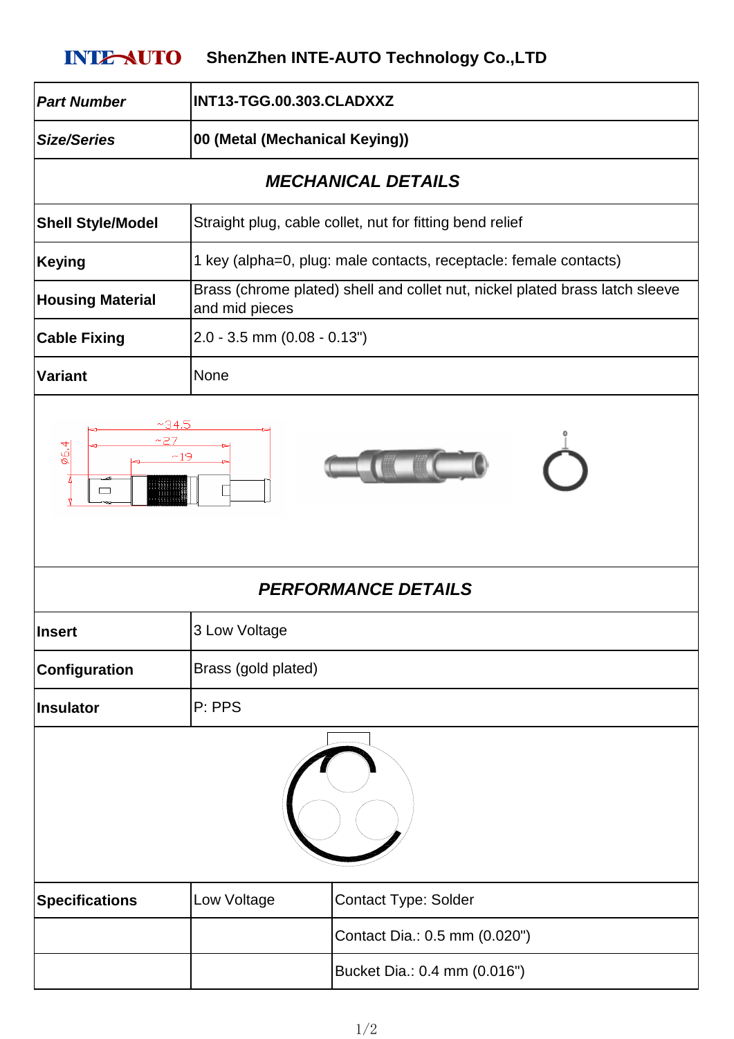**INTE-AUTO** ShenZhen INTE-AUTO Technology Co.,LTD

| | |
|---|---|
| ***Part Number*** | **INT13-TGG.00.303.CLADXXZ** |
| ***Size/Series*** | **00 (Metal (Mechanical Keying))** |

### *MECHANICAL DETAILS*

| | |
|---|---|
| **Shell Style/Model** | Straight plug, cable collet, nut for fitting bend relief |
| **Keying** | 1 key (alpha=0, plug: male contacts, receptacle: female contacts) |
| **Housing Material** | Brass (chrome plated) shell and collet nut, nickel plated brass latch sleeve and mid pieces |
| **Cable Fixing** | 2.0 - 3.5 mm (0.08 - 0.13") |
| **Variant** | None |

~34.5
~27
~19
Ø6.4

### *PERFORMANCE DETAILS*

| | |
|---|---|
| **Insert** | 3 Low Voltage |
| **Configuration** | Brass (gold plated) |
| **Insulator** | P: PPS |

| | | |
|---|---|---|
| **Specifications** | Low Voltage | Contact Type: Solder |
| | | Contact Dia.: 0.5 mm (0.020") |
| | | Bucket Dia.: 0.4 mm (0.016") |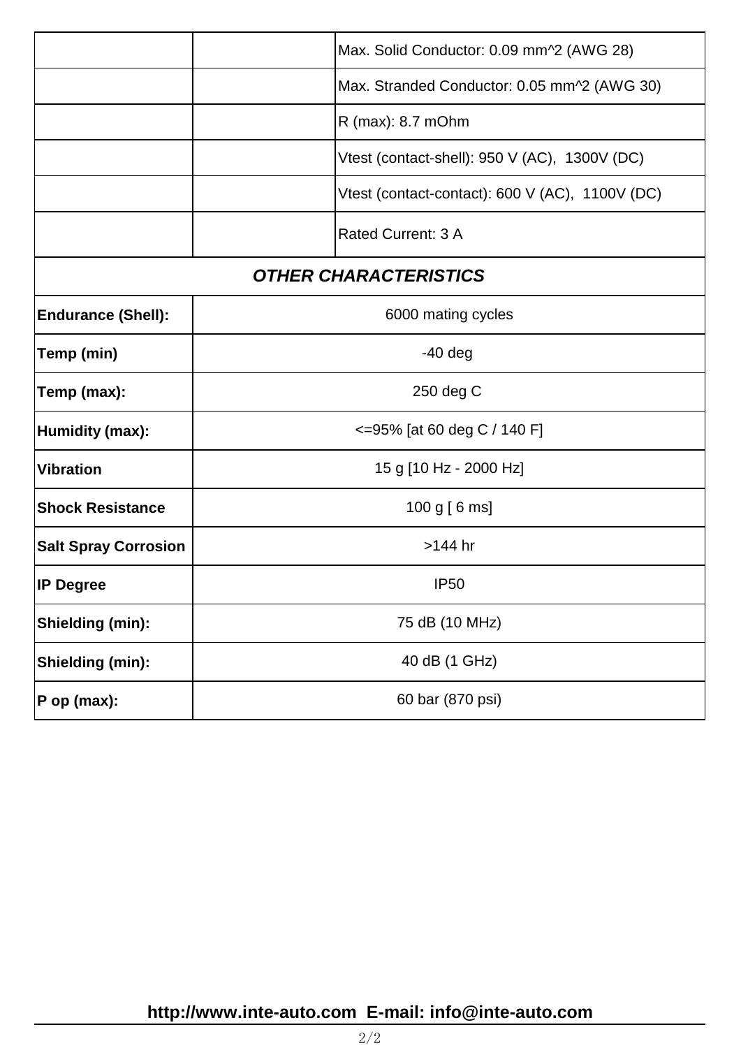| | | |
|---|---|---|
| | | Max. Solid Conductor: 0.09 mm^2 (AWG 28) |
| | | Max. Stranded Conductor: 0.05 mm^2 (AWG 30) |
| | | R (max): 8.7 mOhm |
| | | Vtest (contact-shell): 950 V (AC), 1300V (DC) |
| | | Vtest (contact-contact): 600 V (AC), 1100V (DC) |
| | | Rated Current: 3 A |

***OTHER CHARACTERISTICS***

| | |
|---|---|
| **Endurance (Shell):** | 6000 mating cycles |
| **Temp (min)** | -40 deg |
| **Temp (max):** | 250 deg C |
| **Humidity (max):** | <=95% [at 60 deg C / 140 F] |
| **Vibration** | 15 g [10 Hz - 2000 Hz] |
| **Shock Resistance** | 100 g [ 6 ms] |
| **Salt Spray Corrosion** | >144 hr |
| **IP Degree** | IP50 |
| **Shielding (min):** | 75 dB (10 MHz) |
| **Shielding (min):** | 40 dB (1 GHz) |
| **P op (max):** | 60 bar (870 psi) |

**http://www.inte-auto.com E-mail: info@inte-auto.com**